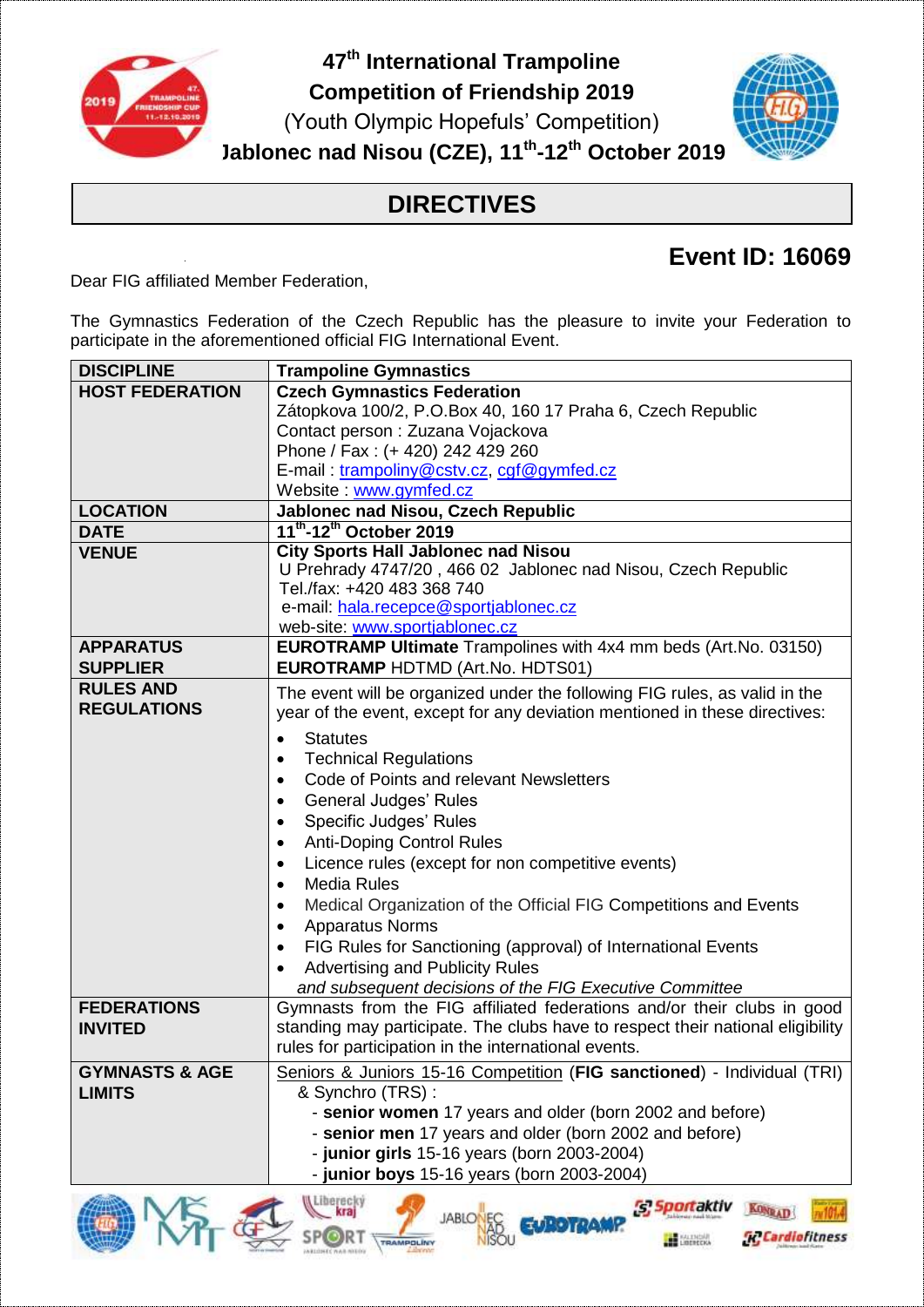# 47th International Trampoline Competition of Friendship 2019

(Youth Olympic Hopefuls' Competition)

**Jablonec nad Nisou (CZE), 11th-12th October 2019**

## DIRECTIVES

## Event ID: 16069

Dear FIG affiliated Member Federation,

The Gymnastics Federation of the Czech Republic has the pleasure to invite your Federation to participate in the aforementioned official FIG International Event.

| | |
|---|---|
| **DISCIPLINE** | **Trampoline Gymnastics** |
| **HOST FEDERATION** | **Czech Gymnastics Federation**<br>Zátopkova 100/2, P.O.Box 40, 160 17 Praha 6, Czech Republic<br>Contact person : Zuzana Vojackova<br>Phone / Fax : (+ 420) 242 429 260<br>E-mail : trampoliny@cstv.cz, cgf@gymfed.cz<br>Website : www.gymfed.cz |
| **LOCATION** | **Jablonec nad Nisou, Czech Republic** |
| **DATE** | **11th-12th October 2019** |
| **VENUE** | **City Sports Hall Jablonec nad Nisou**<br>U Prehrady 4747/20 , 466 02 Jablonec nad Nisou, Czech Republic<br>Tel./fax: +420 483 368 740<br>e-mail: hala.recepce@sportjablonec.cz<br>web-site: www.sportjablonec.cz |
| **APPARATUS SUPPLIER** | **EUROTRAMP Ultimate** Trampolines with 4x4 mm beds (Art.No. 03150)<br>**EUROTRAMP** HDTMD (Art.No. HDTS01) |
| **RULES AND REGULATIONS** | The event will be organized under the following FIG rules, as valid in the year of the event, except for any deviation mentioned in these directives:<br>• Statutes<br>• Technical Regulations<br>• Code of Points and relevant Newsletters<br>• General Judges' Rules<br>• Specific Judges' Rules<br>• Anti-Doping Control Rules<br>• Licence rules (except for non competitive events)<br>• Media Rules<br>• Medical Organization of the Official FIG Competitions and Events<br>• Apparatus Norms<br>• FIG Rules for Sanctioning (approval) of International Events<br>• Advertising and Publicity Rules<br>*and subsequent decisions of the FIG Executive Committee* |
| **FEDERATIONS INVITED** | Gymnasts from the FIG affiliated federations and/or their clubs in good standing may participate. The clubs have to respect their national eligibility rules for participation in the international events. |
| **GYMNASTS & AGE LIMITS** | Seniors & Juniors 15-16 Competition (**FIG sanctioned**) - Individual (TRI) & Synchro (TRS) :<br>- **senior women** 17 years and older (born 2002 and before)<br>- **senior men** 17 years and older (born 2002 and before)<br>- **junior girls** 15-16 years (born 2003-2004)<br>- **junior boys** 15-16 years (born 2003-2004) |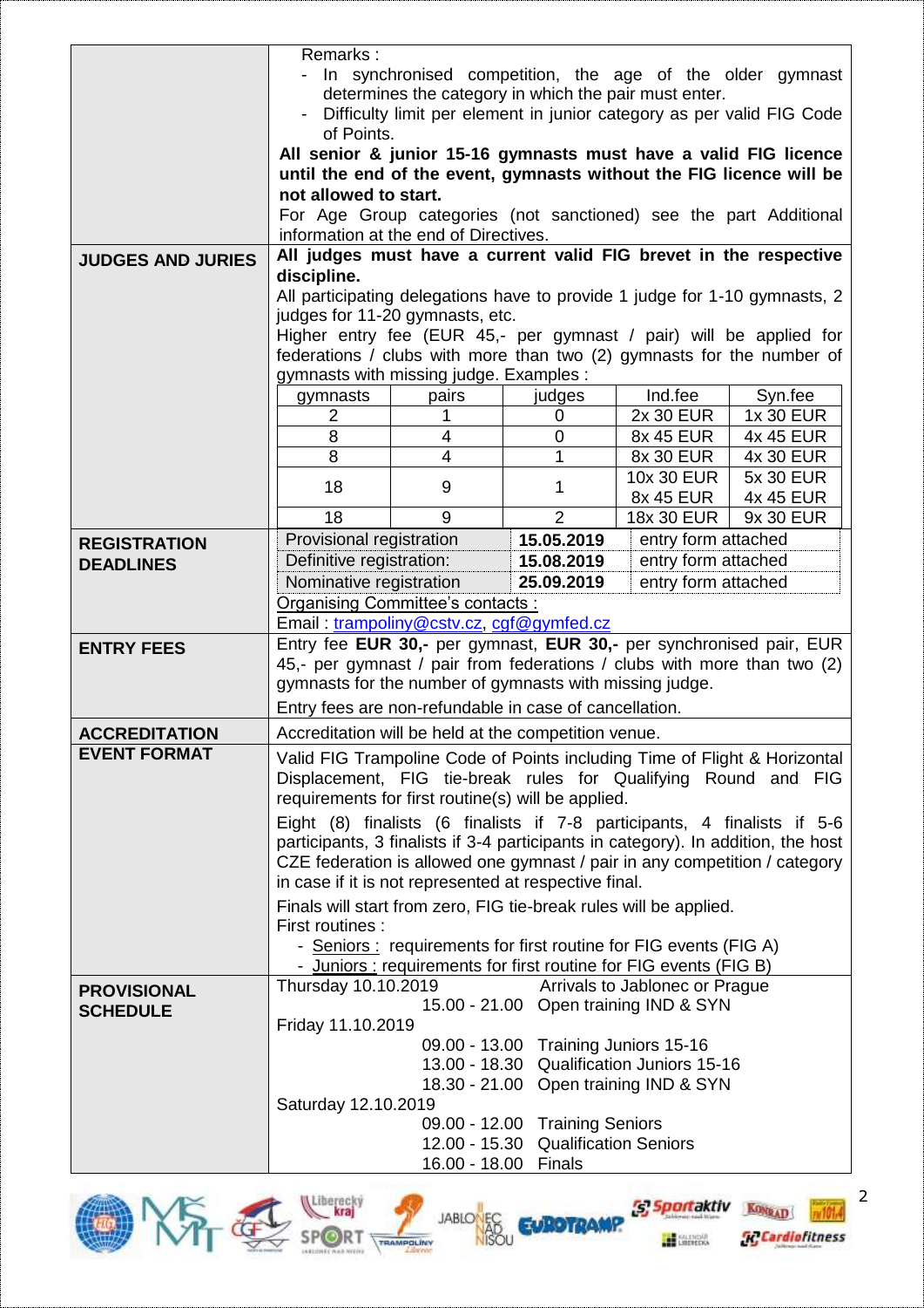| | |
|---|---|
| | Remarks :<br>- In synchronised competition, the age of the older gymnast determines the category in which the pair must enter.<br>- Difficulty limit per element in junior category as per valid FIG Code of Points.<br>**All senior & junior 15-16 gymnasts must have a valid FIG licence until the end of the event, gymnasts without the FIG licence will be not allowed to start.**<br>For Age Group categories (not sanctioned) see the part Additional information at the end of Directives. |
| **JUDGES AND JURIES** | **All judges must have a current valid FIG brevet in the respective discipline.**<br>All participating delegations have to provide 1 judge for 1-10 gymnasts, 2 judges for 11-20 gymnasts, etc.<br>Higher entry fee (EUR 45,- per gymnast / pair) will be applied for federations / clubs with more than two (2) gymnasts for the number of gymnasts with missing judge. Examples : |

| gymnasts | pairs | judges | Ind.fee | Syn.fee |
|---|---|---|---|---|
| 2 | 1 | 0 | 2x 30 EUR | 1x 30 EUR |
| 8 | 4 | 0 | 8x 45 EUR | 4x 45 EUR |
| 8 | 4 | 1 | 8x 30 EUR | 4x 30 EUR |
| 18 | 9 | 1 | 10x 30 EUR<br>8x 45 EUR | 5x 30 EUR<br>4x 45 EUR |
| 18 | 9 | 2 | 18x 30 EUR | 9x 30 EUR |

**REGISTRATION DEADLINES**

| | | |
|---|---|---|
| Provisional registration | **15.05.2019** | entry form attached |
| Definitive registration: | **15.08.2019** | entry form attached |
| Nominative registration | **25.09.2019** | entry form attached |

Organising Committee's contacts :
Email : trampoliny@cstv.cz, cgf@gymfed.cz

**ENTRY FEES**

Entry fee **EUR 30,-** per gymnast, **EUR 30,-** per synchronised pair, EUR 45,- per gymnast / pair from federations / clubs with more than two (2) gymnasts for the number of gymnasts with missing judge.

Entry fees are non-refundable in case of cancellation.

**ACCREDITATION**

Accreditation will be held at the competition venue.

**EVENT FORMAT**

Valid FIG Trampoline Code of Points including Time of Flight & Horizontal Displacement, FIG tie-break rules for Qualifying Round and FIG requirements for first routine(s) will be applied.

Eight (8) finalists (6 finalists if 7-8 participants, 4 finalists if 5-6 participants, 3 finalists if 3-4 participants in category). In addition, the host CZE federation is allowed one gymnast / pair in any competition / category in case if it is not represented at respective final.

Finals will start from zero, FIG tie-break rules will be applied.
First routines :
- Seniors : requirements for first routine for FIG events (FIG A)
- Juniors : requirements for first routine for FIG events (FIG B)

**PROVISIONAL SCHEDULE**

Thursday 10.10.2019 — Arrivals to Jablonec or Prague
- 15.00 - 21.00 Open training IND & SYN

Friday 11.10.2019
- 09.00 - 13.00 Training Juniors 15-16
- 13.00 - 18.30 Qualification Juniors 15-16
- 18.30 - 21.00 Open training IND & SYN

Saturday 12.10.2019
- 09.00 - 12.00 Training Seniors
- 12.00 - 15.30 Qualification Seniors
- 16.00 - 18.00 Finals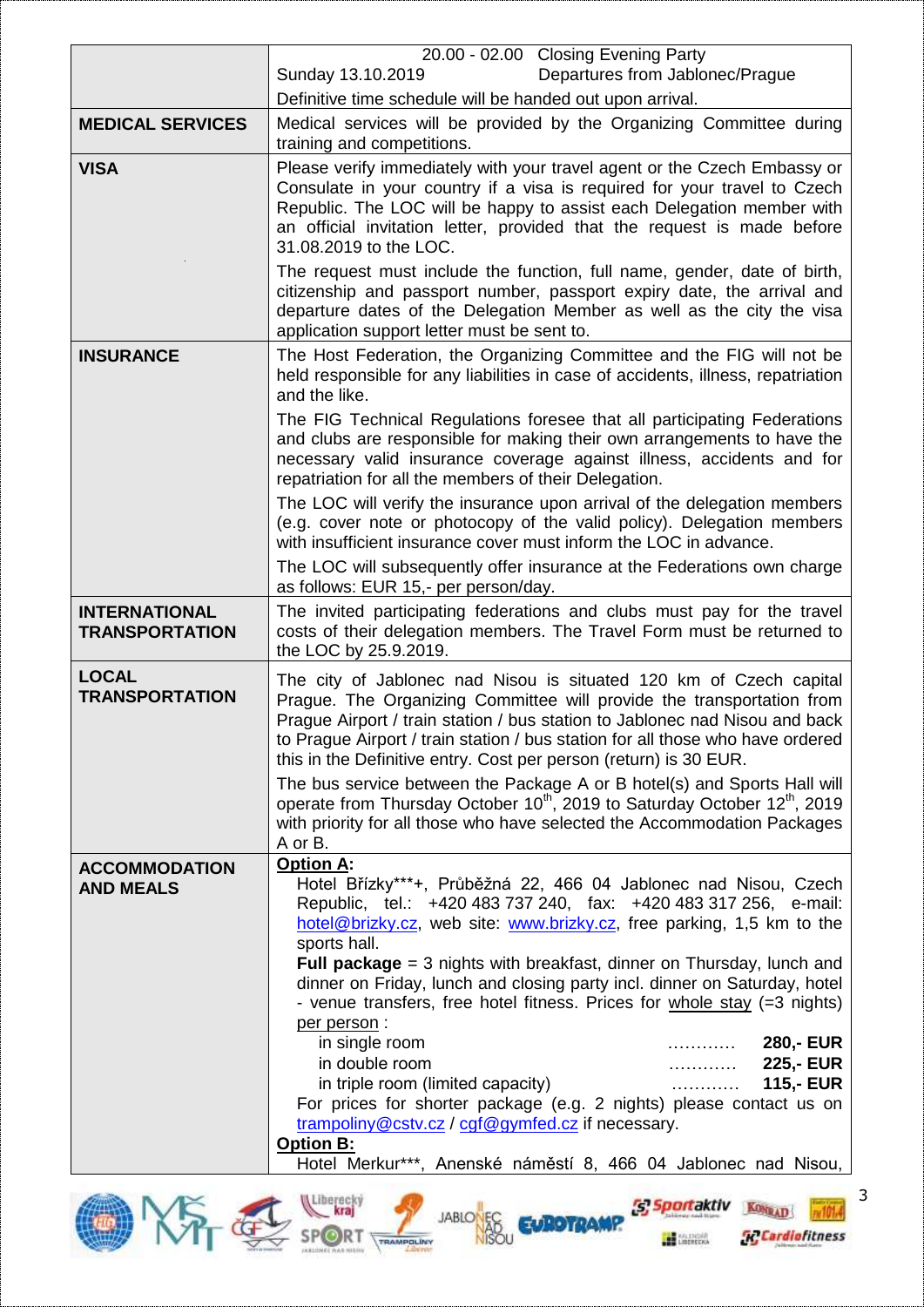| | |
|---|---|
| | 20.00 - 02.00 Closing Evening Party<br>Sunday 13.10.2019 Departures from Jablonec/Prague<br>Definitive time schedule will be handed out upon arrival. |
| **MEDICAL SERVICES** | Medical services will be provided by the Organizing Committee during training and competitions. |
| **VISA** | Please verify immediately with your travel agent or the Czech Embassy or Consulate in your country if a visa is required for your travel to Czech Republic. The LOC will be happy to assist each Delegation member with an official invitation letter, provided that the request is made before 31.08.2019 to the LOC.<br>The request must include the function, full name, gender, date of birth, citizenship and passport number, passport expiry date, the arrival and departure dates of the Delegation Member as well as the city the visa application support letter must be sent to. |
| **INSURANCE** | The Host Federation, the Organizing Committee and the FIG will not be held responsible for any liabilities in case of accidents, illness, repatriation and the like.<br>The FIG Technical Regulations foresee that all participating Federations and clubs are responsible for making their own arrangements to have the necessary valid insurance coverage against illness, accidents and for repatriation for all the members of their Delegation.<br>The LOC will verify the insurance upon arrival of the delegation members (e.g. cover note or photocopy of the valid policy). Delegation members with insufficient insurance cover must inform the LOC in advance.<br>The LOC will subsequently offer insurance at the Federations own charge as follows: EUR 15,- per person/day. |
| **INTERNATIONAL TRANSPORTATION** | The invited participating federations and clubs must pay for the travel costs of their delegation members. The Travel Form must be returned to the LOC by 25.9.2019. |
| **LOCAL TRANSPORTATION** | The city of Jablonec nad Nisou is situated 120 km of Czech capital Prague. The Organizing Committee will provide the transportation from Prague Airport / train station / bus station to Jablonec nad Nisou and back to Prague Airport / train station / bus station for all those who have ordered this in the Definitive entry. Cost per person (return) is 30 EUR.<br>The bus service between the Package A or B hotel(s) and Sports Hall will operate from Thursday October 10th, 2019 to Saturday October 12th, 2019 with priority for all those who have selected the Accommodation Packages A or B. |
| **ACCOMMODATION AND MEALS** | **Option A:**<br>Hotel Břízky***+, Průběžná 22, 466 04 Jablonec nad Nisou, Czech Republic, tel.: +420 483 737 240, fax: +420 483 317 256, e-mail: hotel@brizky.cz, web site: www.brizky.cz, free parking, 1,5 km to the sports hall.<br>**Full package** = 3 nights with breakfast, dinner on Thursday, lunch and dinner on Friday, lunch and closing party incl. dinner on Saturday, hotel - venue transfers, free hotel fitness. Prices for whole stay (=3 nights) per person :<br>in single room ………… **280,- EUR**<br>in double room ………… **225,- EUR**<br>in triple room (limited capacity) ………… **115,- EUR**<br>For prices for shorter package (e.g. 2 nights) please contact us on trampoliny@cstv.cz / cgf@gymfed.cz if necessary.<br>**Option B:**<br>Hotel Merkur***, Anenské náměstí 8, 466 04 Jablonec nad Nisou, |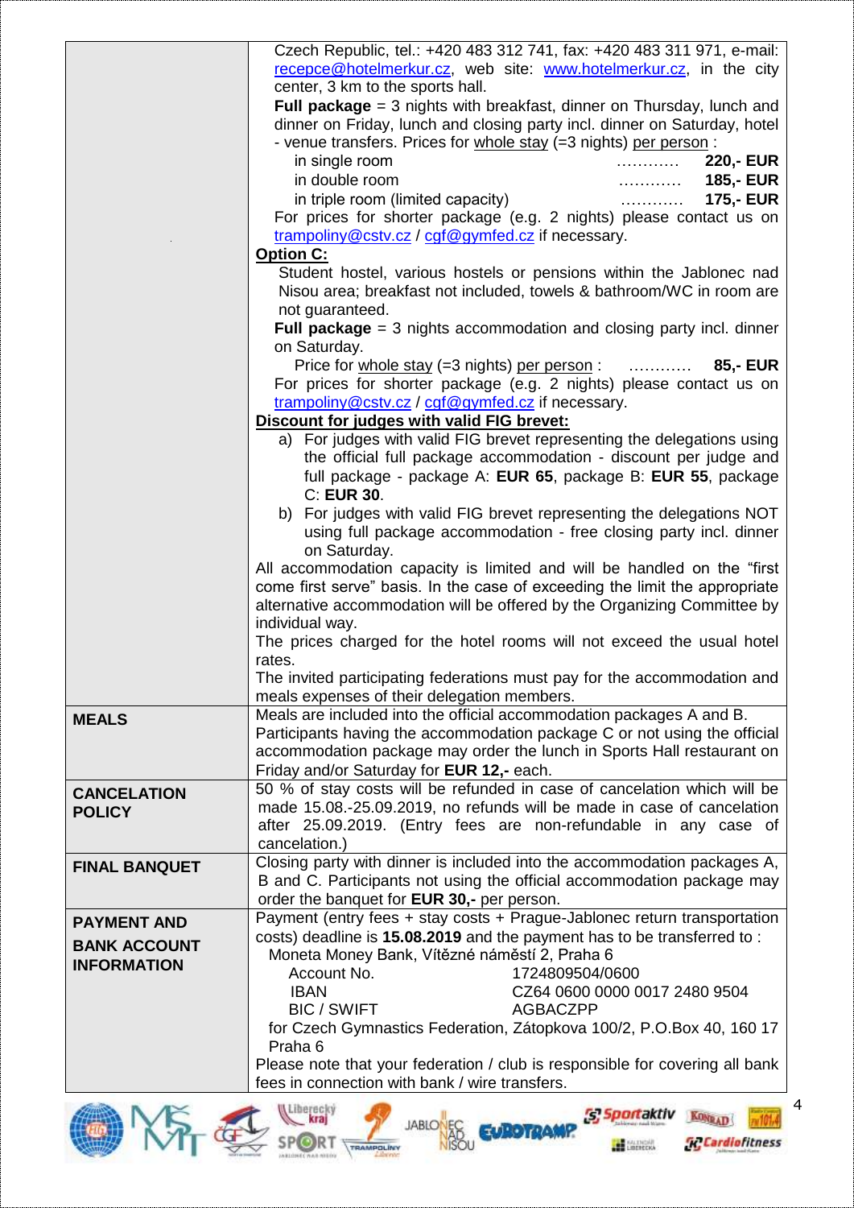| | |
|---|---|
| | Czech Republic, tel.: +420 483 312 741, fax: +420 483 311 971, e-mail: recepce@hotelmerkur.cz, web site: www.hotelmerkur.cz, in the city center, 3 km to the sports hall.<br>**Full package** = 3 nights with breakfast, dinner on Thursday, lunch and dinner on Friday, lunch and closing party incl. dinner on Saturday, hotel - venue transfers. Prices for whole stay (=3 nights) per person :<br>in single room ………… **220,- EUR**<br>in double room ………… **185,- EUR**<br>in triple room (limited capacity) ………… **175,- EUR**<br>For prices for shorter package (e.g. 2 nights) please contact us on trampoliny@cstv.cz / cgf@gymfed.cz if necessary.<br>**Option C:**<br>Student hostel, various hostels or pensions within the Jablonec nad Nisou area; breakfast not included, towels & bathroom/WC in room are not guaranteed.<br>**Full package** = 3 nights accommodation and closing party incl. dinner on Saturday.<br>Price for whole stay (=3 nights) per person : ………… **85,- EUR**<br>For prices for shorter package (e.g. 2 nights) please contact us on trampoliny@cstv.cz / cgf@gymfed.cz if necessary.<br>**Discount for judges with valid FIG brevet:**<br>a) For judges with valid FIG brevet representing the delegations using the official full package accommodation - discount per judge and full package - package A: **EUR 65**, package B: **EUR 55**, package C: **EUR 30**.<br>b) For judges with valid FIG brevet representing the delegations NOT using full package accommodation - free closing party incl. dinner on Saturday.<br>All accommodation capacity is limited and will be handled on the "first come first serve" basis. In the case of exceeding the limit the appropriate alternative accommodation will be offered by the Organizing Committee by individual way.<br>The prices charged for the hotel rooms will not exceed the usual hotel rates.<br>The invited participating federations must pay for the accommodation and meals expenses of their delegation members. |
| **MEALS** | Meals are included into the official accommodation packages A and B.<br>Participants having the accommodation package C or not using the official accommodation package may order the lunch in Sports Hall restaurant on Friday and/or Saturday for **EUR 12,-** each. |
| **CANCELATION POLICY** | 50 % of stay costs will be refunded in case of cancelation which will be made 15.08.-25.09.2019, no refunds will be made in case of cancelation after 25.09.2019. (Entry fees are non-refundable in any case of cancelation.) |
| **FINAL BANQUET** | Closing party with dinner is included into the accommodation packages A, B and C. Participants not using the official accommodation package may order the banquet for **EUR 30,-** per person. |
| **PAYMENT AND BANK ACCOUNT INFORMATION** | Payment (entry fees + stay costs + Prague-Jablonec return transportation costs) deadline is **15.08.2019** and the payment has to be transferred to :<br>Moneta Money Bank, Vítězné náměstí 2, Praha 6<br>Account No. 1724809504/0600<br>IBAN CZ64 0600 0000 0017 2480 9504<br>BIC / SWIFT AGBACZPP<br>for Czech Gymnastics Federation, Zátopkova 100/2, P.O.Box 40, 160 17 Praha 6<br>Please note that your federation / club is responsible for covering all bank fees in connection with bank / wire transfers. |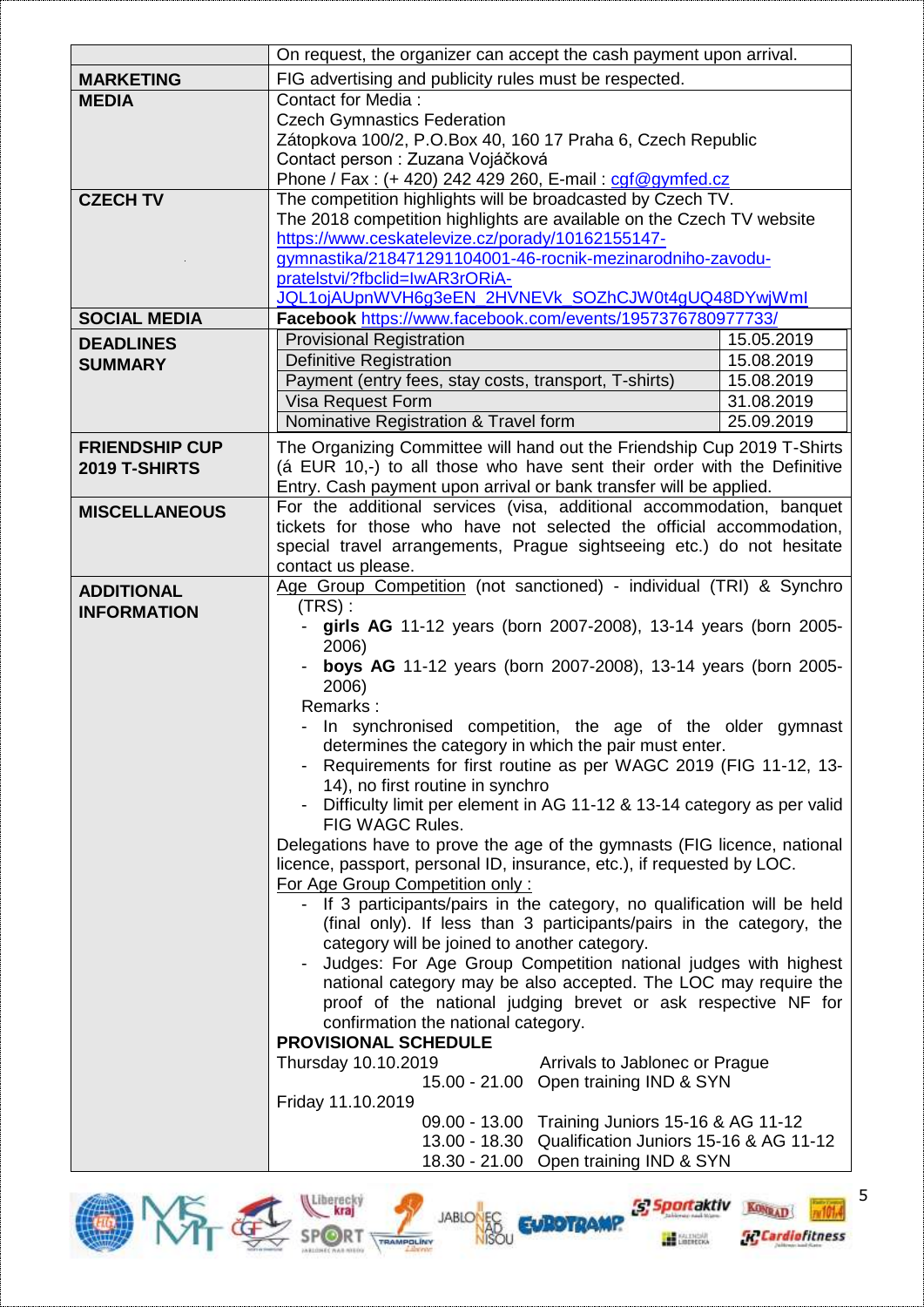| | |
|---|---|
| | On request, the organizer can accept the cash payment upon arrival. |
| **MARKETING** | FIG advertising and publicity rules must be respected. |
| **MEDIA** | Contact for Media :<br>Czech Gymnastics Federation<br>Zátopkova 100/2, P.O.Box 40, 160 17 Praha 6, Czech Republic<br>Contact person : Zuzana Vojáčková<br>Phone / Fax : (+ 420) 242 429 260, E-mail : cgf@gymfed.cz |
| **CZECH TV** | The competition highlights will be broadcasted by Czech TV.<br>The 2018 competition highlights are available on the Czech TV website https://www.ceskatelevize.cz/porady/10162155147-gymnastika/218471291104001-46-rocnik-mezinarodniho-zavodu-pratelstvi/?fbclid=IwAR3rORiA-JQL1ojAUpnWVH6g3eEN_2HVNEVk_SOZhCJW0t4gUQ48DYwjWmI |
| **SOCIAL MEDIA** | **Facebook** https://www.facebook.com/events/1957376780977733/ |
| **DEADLINES SUMMARY** | Provisional Registration – 15.05.2019<br>Definitive Registration – 15.08.2019<br>Payment (entry fees, stay costs, transport, T-shirts) – 15.08.2019<br>Visa Request Form – 31.08.2019<br>Nominative Registration & Travel form – 25.09.2019 |
| **FRIENDSHIP CUP 2019 T-SHIRTS** | The Organizing Committee will hand out the Friendship Cup 2019 T-Shirts (á EUR 10,-) to all those who have sent their order with the Definitive Entry. Cash payment upon arrival or bank transfer will be applied. |
| **MISCELLANEOUS** | For the additional services (visa, additional accommodation, banquet tickets for those who have not selected the official accommodation, special travel arrangements, Prague sightseeing etc.) do not hesitate contact us please. |
| **ADDITIONAL INFORMATION** | Age Group Competition (not sanctioned) - individual (TRI) & Synchro (TRS) :<br>- **girls AG** 11-12 years (born 2007-2008), 13-14 years (born 2005-2006)<br>- **boys AG** 11-12 years (born 2007-2008), 13-14 years (born 2005-2006)<br>Remarks :<br>- In synchronised competition, the age of the older gymnast determines the category in which the pair must enter.<br>- Requirements for first routine as per WAGC 2019 (FIG 11-12, 13-14), no first routine in synchro<br>- Difficulty limit per element in AG 11-12 & 13-14 category as per valid FIG WAGC Rules.<br>Delegations have to prove the age of the gymnasts (FIG licence, national licence, passport, personal ID, insurance, etc.), if requested by LOC.<br>For Age Group Competition only :<br>- If 3 participants/pairs in the category, no qualification will be held (final only). If less than 3 participants/pairs in the category, the category will be joined to another category.<br>- Judges: For Age Group Competition national judges with highest national category may be also accepted. The LOC may require the proof of the national judging brevet or ask respective NF for confirmation the national category.<br>**PROVISIONAL SCHEDULE**<br>Thursday 10.10.2019 – Arrivals to Jablonec or Prague<br>15.00 - 21.00 Open training IND & SYN<br>Friday 11.10.2019<br>09.00 - 13.00 Training Juniors 15-16 & AG 11-12<br>13.00 - 18.30 Qualification Juniors 15-16 & AG 11-12<br>18.30 - 21.00 Open training IND & SYN |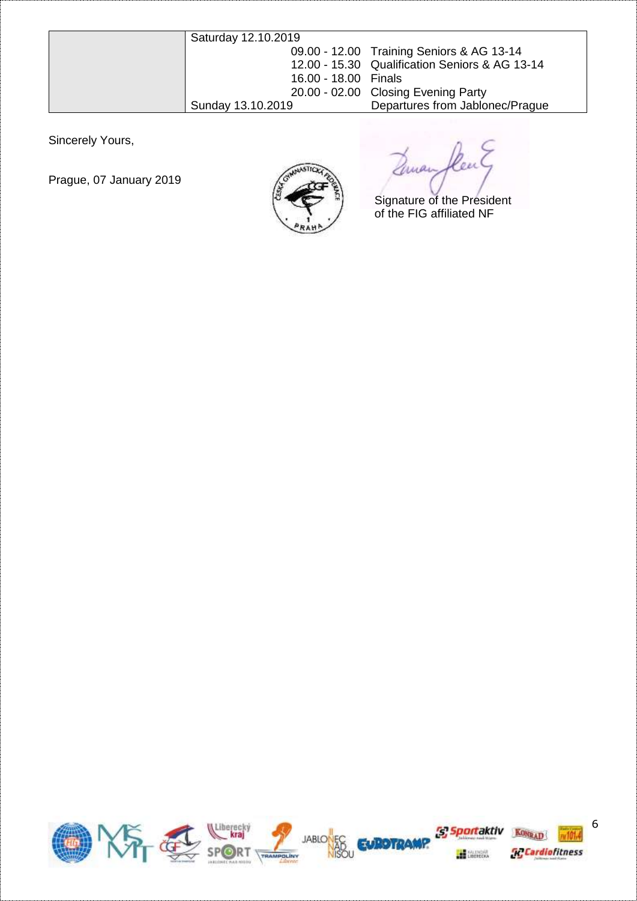| | | |
|---|---|---|
| | Saturday 12.10.2019 | |
| | 09.00 - 12.00 | Training Seniors & AG 13-14 |
| | 12.00 - 15.30 | Qualification Seniors & AG 13-14 |
| | 16.00 - 18.00 | Finals |
| | 20.00 - 02.00 | Closing Evening Party |
| | Sunday 13.10.2019 | Departures from Jablonec/Prague |

Sincerely Yours,

Prague, 07 January 2019

Signature of the President
of the FIG affiliated NF